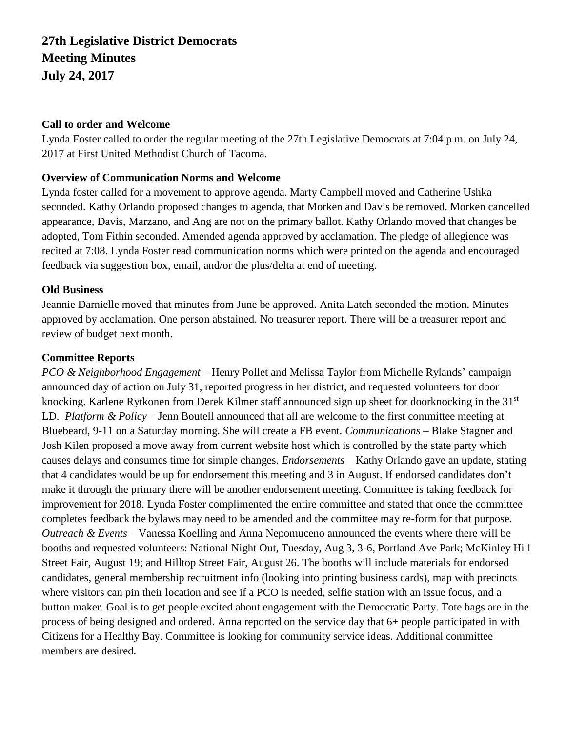# 27th Legislative District Democrats
# Meeting Minutes
# July 24, 2017

**Call to order and Welcome**

Lynda Foster called to order the regular meeting of the 27th Legislative Democrats at 7:04 p.m. on July 24, 2017 at First United Methodist Church of Tacoma.

**Overview of Communication Norms and Welcome**

Lynda foster called for a movement to approve agenda. Marty Campbell moved and Catherine Ushka seconded. Kathy Orlando proposed changes to agenda, that Morken and Davis be removed. Morken cancelled appearance, Davis, Marzano, and Ang are not on the primary ballot. Kathy Orlando moved that changes be adopted, Tom Fithin seconded. Amended agenda approved by acclamation. The pledge of allegience was recited at 7:08. Lynda Foster read communication norms which were printed on the agenda and encouraged feedback via suggestion box, email, and/or the plus/delta at end of meeting.

**Old Business**

Jeannie Darnielle moved that minutes from June be approved. Anita Latch seconded the motion. Minutes approved by acclamation. One person abstained. No treasurer report. There will be a treasurer report and review of budget next month.

**Committee Reports**

*PCO & Neighborhood Engagement* – Henry Pollet and Melissa Taylor from Michelle Rylands' campaign announced day of action on July 31, reported progress in her district, and requested volunteers for door knocking. Karlene Rytkonen from Derek Kilmer staff announced sign up sheet for doorknocking in the 31st LD. *Platform & Policy* – Jenn Boutell announced that all are welcome to the first committee meeting at Bluebeard, 9-11 on a Saturday morning. She will create a FB event. *Communications* – Blake Stagner and Josh Kilen proposed a move away from current website host which is controlled by the state party which causes delays and consumes time for simple changes. *Endorsements* – Kathy Orlando gave an update, stating that 4 candidates would be up for endorsement this meeting and 3 in August. If endorsed candidates don't make it through the primary there will be another endorsement meeting. Committee is taking feedback for improvement for 2018. Lynda Foster complimented the entire committee and stated that once the committee completes feedback the bylaws may need to be amended and the committee may re-form for that purpose. *Outreach & Events* – Vanessa Koelling and Anna Nepomuceno announced the events where there will be booths and requested volunteers: National Night Out, Tuesday, Aug 3, 3-6, Portland Ave Park; McKinley Hill Street Fair, August 19; and Hilltop Street Fair, August 26. The booths will include materials for endorsed candidates, general membership recruitment info (looking into printing business cards), map with precincts where visitors can pin their location and see if a PCO is needed, selfie station with an issue focus, and a button maker. Goal is to get people excited about engagement with the Democratic Party. Tote bags are in the process of being designed and ordered. Anna reported on the service day that 6+ people participated in with Citizens for a Healthy Bay. Committee is looking for community service ideas. Additional committee members are desired.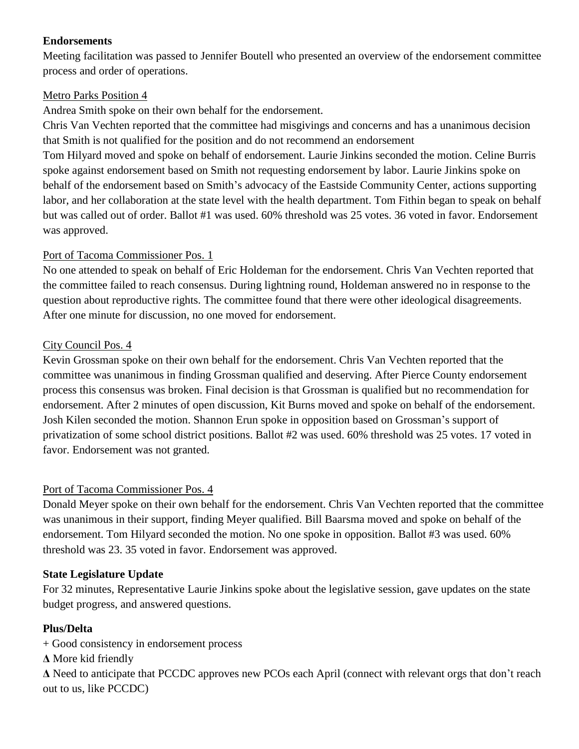**Endorsements**

Meeting facilitation was passed to Jennifer Boutell who presented an overview of the endorsement committee process and order of operations.

Metro Parks Position 4

Andrea Smith spoke on their own behalf for the endorsement.

Chris Van Vechten reported that the committee had misgivings and concerns and has a unanimous decision that Smith is not qualified for the position and do not recommend an endorsement

Tom Hilyard moved and spoke on behalf of endorsement. Laurie Jinkins seconded the motion. Celine Burris spoke against endorsement based on Smith not requesting endorsement by labor. Laurie Jinkins spoke on behalf of the endorsement based on Smith's advocacy of the Eastside Community Center, actions supporting labor, and her collaboration at the state level with the health department. Tom Fithin began to speak on behalf but was called out of order. Ballot #1 was used. 60% threshold was 25 votes. 36 voted in favor. Endorsement was approved.

Port of Tacoma Commissioner Pos. 1

No one attended to speak on behalf of Eric Holdeman for the endorsement. Chris Van Vechten reported that the committee failed to reach consensus. During lightning round, Holdeman answered no in response to the question about reproductive rights. The committee found that there were other ideological disagreements. After one minute for discussion, no one moved for endorsement.

City Council Pos. 4

Kevin Grossman spoke on their own behalf for the endorsement. Chris Van Vechten reported that the committee was unanimous in finding Grossman qualified and deserving. After Pierce County endorsement process this consensus was broken. Final decision is that Grossman is qualified but no recommendation for endorsement. After 2 minutes of open discussion, Kit Burns moved and spoke on behalf of the endorsement. Josh Kilen seconded the motion. Shannon Erun spoke in opposition based on Grossman's support of privatization of some school district positions. Ballot #2 was used. 60% threshold was 25 votes. 17 voted in favor. Endorsement was not granted.

Port of Tacoma Commissioner Pos. 4

Donald Meyer spoke on their own behalf for the endorsement. Chris Van Vechten reported that the committee was unanimous in their support, finding Meyer qualified. Bill Baarsma moved and spoke on behalf of the endorsement. Tom Hilyard seconded the motion. No one spoke in opposition. Ballot #3 was used. 60% threshold was 23. 35 voted in favor. Endorsement was approved.

**State Legislature Update**

For 32 minutes, Representative Laurie Jinkins spoke about the legislative session, gave updates on the state budget progress, and answered questions.

**Plus/Delta**

+ Good consistency in endorsement process

**Δ** More kid friendly

**Δ** Need to anticipate that PCCDC approves new PCOs each April (connect with relevant orgs that don't reach out to us, like PCCDC)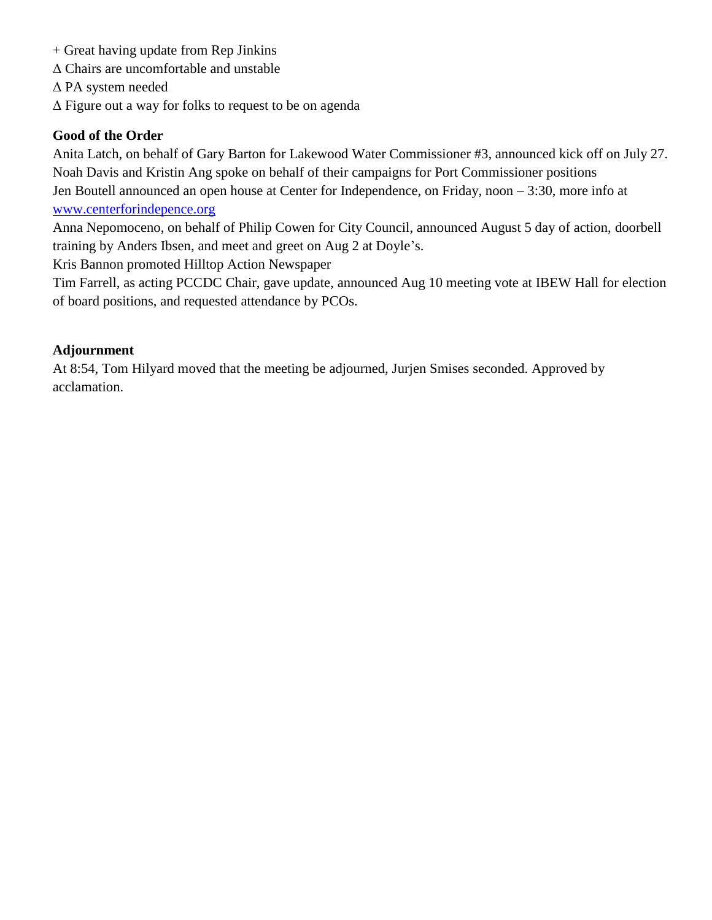+ Great having update from Rep Jinkins

∆ Chairs are uncomfortable and unstable

∆ PA system needed

∆ Figure out a way for folks to request to be on agenda

**Good of the Order**

Anita Latch, on behalf of Gary Barton for Lakewood Water Commissioner #3, announced kick off on July 27.

Noah Davis and Kristin Ang spoke on behalf of their campaigns for Port Commissioner positions

Jen Boutell announced an open house at Center for Independence, on Friday, noon – 3:30, more info at [www.centerforindepence.org](www.centerforindepence.org)

Anna Nepomoceno, on behalf of Philip Cowen for City Council, announced August 5 day of action, doorbell training by Anders Ibsen, and meet and greet on Aug 2 at Doyle's.

Kris Bannon promoted Hilltop Action Newspaper

Tim Farrell, as acting PCCDC Chair, gave update, announced Aug 10 meeting vote at IBEW Hall for election of board positions, and requested attendance by PCOs.

**Adjournment**

At 8:54, Tom Hilyard moved that the meeting be adjourned, Jurjen Smises seconded. Approved by acclamation.